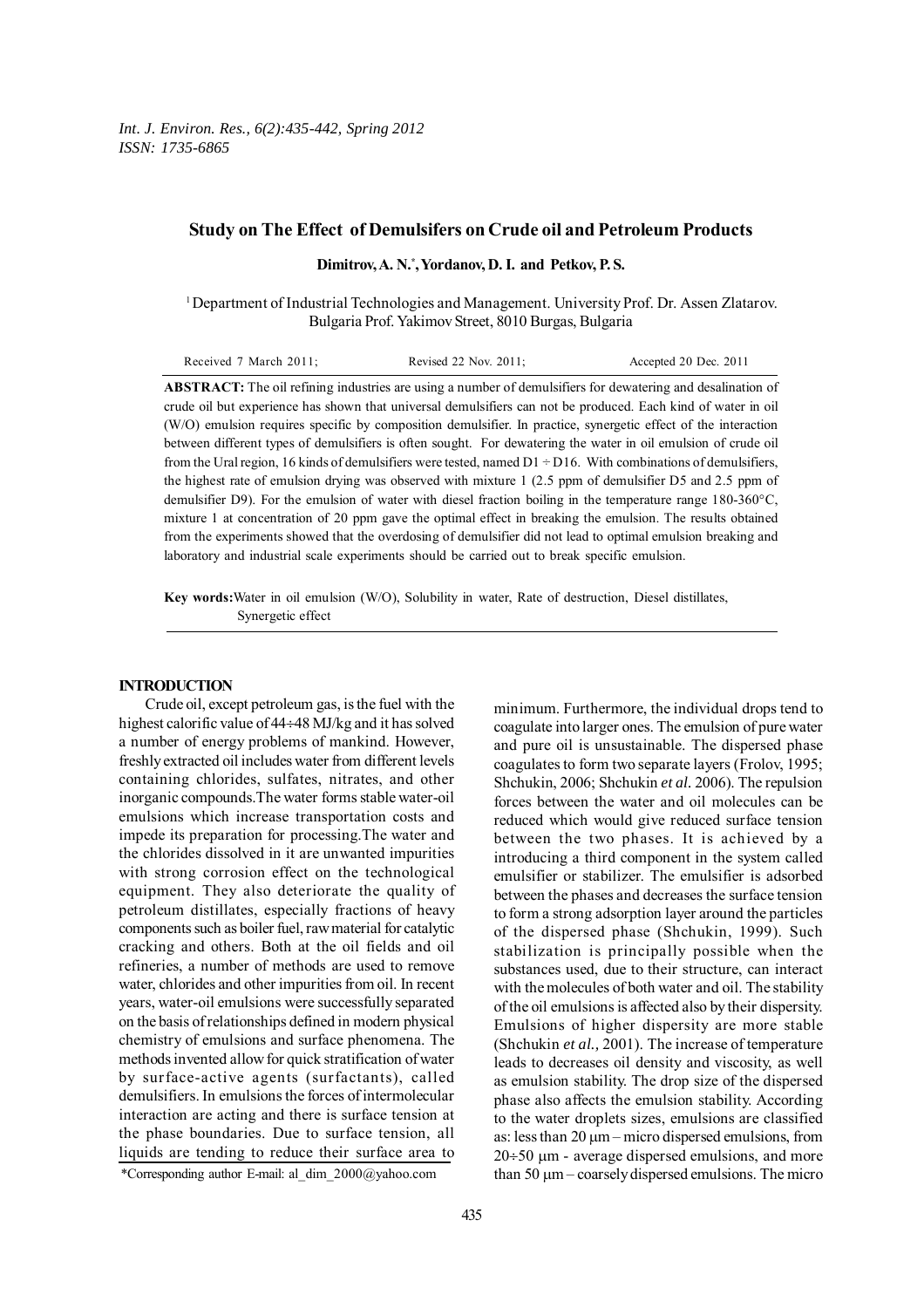# Study on The Effect of Demulsifers on Crude oil and Petroleum Products

**Dimitrov, A. N.**[*]**, Yordanov, D. I. and Petkov, P. S.**

[1] Department of Industrial Technologies and Management. University Prof. Dr. Assen Zlatarov. Bulgaria Prof. Yakimov Street, 8010 Burgas, Bulgaria

Received 7 March 2011; Revised 22 Nov. 2011; Accepted 20 Dec. 2011

**ABSTRACT:** The oil refining industries are using a number of demulsifiers for dewatering and desalination of crude oil but experience has shown that universal demulsifiers can not be produced. Each kind of water in oil (W/O) emulsion requires specific by composition demulsifier. In practice, synergetic effect of the interaction between different types of demulsifiers is often sought. For dewatering the water in oil emulsion of crude oil from the Ural region, 16 kinds of demulsifiers were tested, named D1 ÷ D16. With combinations of demulsifiers, the highest rate of emulsion drying was observed with mixture 1 (2.5 ppm of demulsifier D5 and 2.5 ppm of demulsifier D9). For the emulsion of water with diesel fraction boiling in the temperature range 180-360°C, mixture 1 at concentration of 20 ppm gave the optimal effect in breaking the emulsion. The results obtained from the experiments showed that the overdosing of demulsifier did not lead to optimal emulsion breaking and laboratory and industrial scale experiments should be carried out to break specific emulsion.

**Key words:** Water in oil emulsion (W/O), Solubility in water, Rate of destruction, Diesel distillates, Synergetic effect

## INTRODUCTION

Crude oil, except petroleum gas, is the fuel with the highest calorific value of 44÷48 MJ/kg and it has solved a number of energy problems of mankind. However, freshly extracted oil includes water from different levels containing chlorides, sulfates, nitrates, and other inorganic compounds. The water forms stable water-oil emulsions which increase transportation costs and impede its preparation for processing. The water and the chlorides dissolved in it are unwanted impurities with strong corrosion effect on the technological equipment. They also deteriorate the quality of petroleum distillates, especially fractions of heavy components such as boiler fuel, raw material for catalytic cracking and others. Both at the oil fields and oil refineries, a number of methods are used to remove water, chlorides and other impurities from oil. In recent years, water-oil emulsions were successfully separated on the basis of relationships defined in modern physical chemistry of emulsions and surface phenomena. The methods invented allow for quick stratification of water by surface-active agents (surfactants), called demulsifiers. In emulsions the forces of intermolecular interaction are acting and there is surface tension at the phase boundaries. Due to surface tension, all liquids are tending to reduce their surface area to minimum. Furthermore, the individual drops tend to coagulate into larger ones. The emulsion of pure water and pure oil is unsustainable. The dispersed phase coagulates to form two separate layers (Frolov, 1995; Shchukin, 2006; Shchukin *et al.* 2006). The repulsion forces between the water and oil molecules can be reduced which would give reduced surface tension between the two phases. It is achieved by a introducing a third component in the system called emulsifier or stabilizer. The emulsifier is adsorbed between the phases and decreases the surface tension to form a strong adsorption layer around the particles of the dispersed phase (Shchukin, 1999). Such stabilization is principally possible when the substances used, due to their structure, can interact with the molecules of both water and oil. The stability of the oil emulsions is affected also by their dispersity. Emulsions of higher dispersity are more stable (Shchukin *et al.*, 2001). The increase of temperature leads to decreases oil density and viscosity, as well as emulsion stability. The drop size of the dispersed phase also affects the emulsion stability. According to the water droplets sizes, emulsions are classified as: less than 20 μm – micro dispersed emulsions, from 20÷50 μm - average dispersed emulsions, and more than 50 μm – coarsely dispersed emulsions. The micro

*Corresponding author E-mail: al_dim_2000@yahoo.com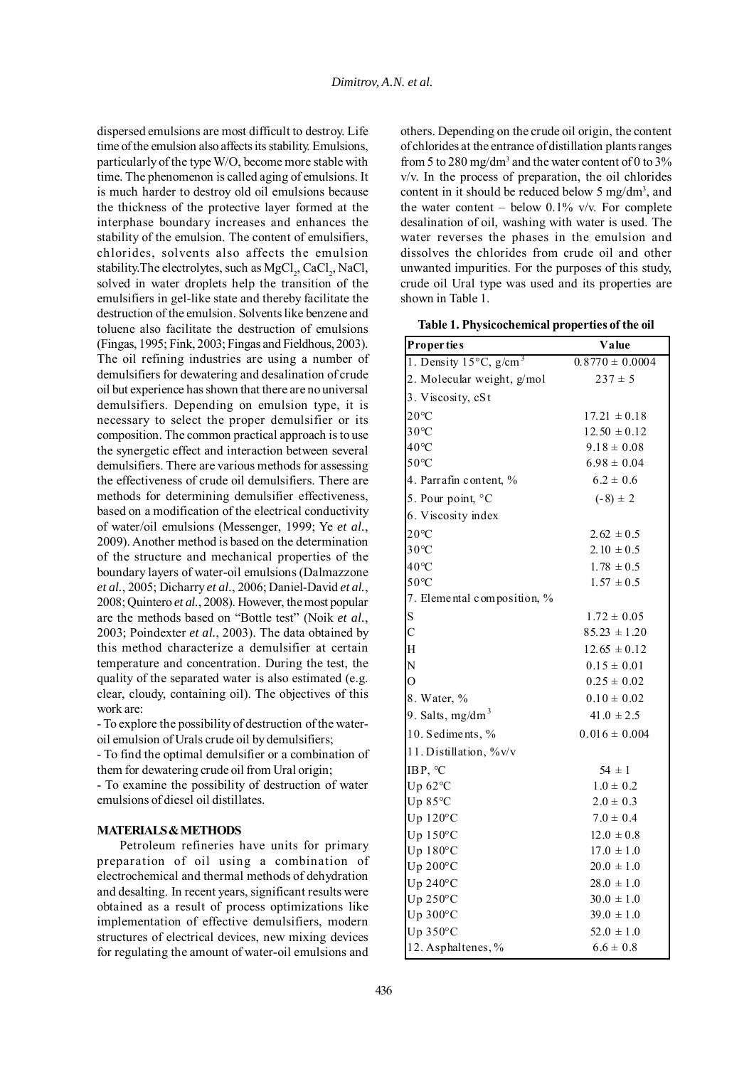dispersed emulsions are most difficult to destroy. Life time of the emulsion also affects its stability. Emulsions, particularly of the type W/O, become more stable with time. The phenomenon is called aging of emulsions. It is much harder to destroy old oil emulsions because the thickness of the protective layer formed at the interphase boundary increases and enhances the stability of the emulsion. The content of emulsifiers, chlorides, solvents also affects the emulsion stability.The electrolytes, such as $MgCl_2$, $CaCl_2$, NaCl, solved in water droplets help the transition of the emulsifiers in gel-like state and thereby facilitate the destruction of the emulsion. Solvents like benzene and toluene also facilitate the destruction of emulsions (Fingas, 1995; Fink, 2003; Fingas and Fieldhous, 2003). The oil refining industries are using a number of demulsifiers for dewatering and desalination of crude oil but experience has shown that there are no universal demulsifiers. Depending on emulsion type, it is necessary to select the proper demulsifier or its composition. The common practical approach is to use the synergetic effect and interaction between several demulsifiers. There are various methods for assessing the effectiveness of crude oil demulsifiers. There are methods for determining demulsifier effectiveness, based on a modification of the electrical conductivity of water/oil emulsions (Messenger, 1999; Ye *et al.*, 2009). Another method is based on the determination of the structure and mechanical properties of the boundary layers of water-oil emulsions (Dalmazzone *et al.*, 2005; Dicharry *et al.*, 2006; Daniel-David *et al.*, 2008; Quintero *et al.*, 2008). However, the most popular are the methods based on "Bottle test" (Noik *et al.*, 2003; Poindexter *et al.*, 2003). The data obtained by this method characterize a demulsifier at certain temperature and concentration. During the test, the quality of the separated water is also estimated (e.g. clear, cloudy, containing oil). The objectives of this work are:

- To explore the possibility of destruction of the water-oil emulsion of Urals crude oil by demulsifiers;
- To find the optimal demulsifier or a combination of them for dewatering crude oil from Ural origin;
- To examine the possibility of destruction of water emulsions of diesel oil distillates.

## MATERIALS & METHODS

Petroleum refineries have units for primary preparation of oil using a combination of electrochemical and thermal methods of dehydration and desalting. In recent years, significant results were obtained as a result of process optimizations like implementation of effective demulsifiers, modern structures of electrical devices, new mixing devices for regulating the amount of water-oil emulsions and others. Depending on the crude oil origin, the content of chlorides at the entrance of distillation plants ranges from 5 to 280 mg/dm³ and the water content of 0 to 3% v/v. In the process of preparation, the oil chlorides content in it should be reduced below 5 mg/dm³, and the water content – below 0.1% v/v. For complete desalination of oil, washing with water is used. The water reverses the phases in the emulsion and dissolves the chlorides from crude oil and other unwanted impurities. For the purposes of this study, crude oil Ural type was used and its properties are shown in Table 1.

**Table 1. Physicochemical properties of the oil**

| Properties | Value |
|---|---|
| 1. Density 15°C, g/cm³ | 0.8770 ± 0.0004 |
| 2. Molecular weight, g/mol | 237 ± 5 |
| 3. Viscosity, cSt | |
| 20°C | 17.21 ± 0.18 |
| 30°C | 12.50 ± 0.12 |
| 40°C | 9.18 ± 0.08 |
| 50°C | 6.98 ± 0.04 |
| 4. Parrafin content, % | 6.2 ± 0.6 |
| 5. Pour point, °C | (-8) ± 2 |
| 6. Viscosity index | |
| 20°C | 2.62 ± 0.5 |
| 30°C | 2.10 ± 0.5 |
| 40°C | 1.78 ± 0.5 |
| 50°C | 1.57 ± 0.5 |
| 7. Elemental composition, % | |
| S | 1.72 ± 0.05 |
| C | 85.23 ± 1.20 |
| H | 12.65 ± 0.12 |
| N | 0.15 ± 0.01 |
| O | 0.25 ± 0.02 |
| 8. Water, % | 0.10 ± 0.02 |
| 9. Salts, mg/dm³ | 41.0 ± 2.5 |
| 10. Sediments, % | 0.016 ± 0.004 |
| 11. Distillation, %v/v | |
| IBP, °C | 54 ± 1 |
| Up 62°C | 1.0 ± 0.2 |
| Up 85°C | 2.0 ± 0.3 |
| Up 120°C | 7.0 ± 0.4 |
| Up 150°C | 12.0 ± 0.8 |
| Up 180°C | 17.0 ± 1.0 |
| Up 200°C | 20.0 ± 1.0 |
| Up 240°C | 28.0 ± 1.0 |
| Up 250°C | 30.0 ± 1.0 |
| Up 300°C | 39.0 ± 1.0 |
| Up 350°C | 52.0 ± 1.0 |
| 12. Asphaltenes, % | 6.6 ± 0.8 |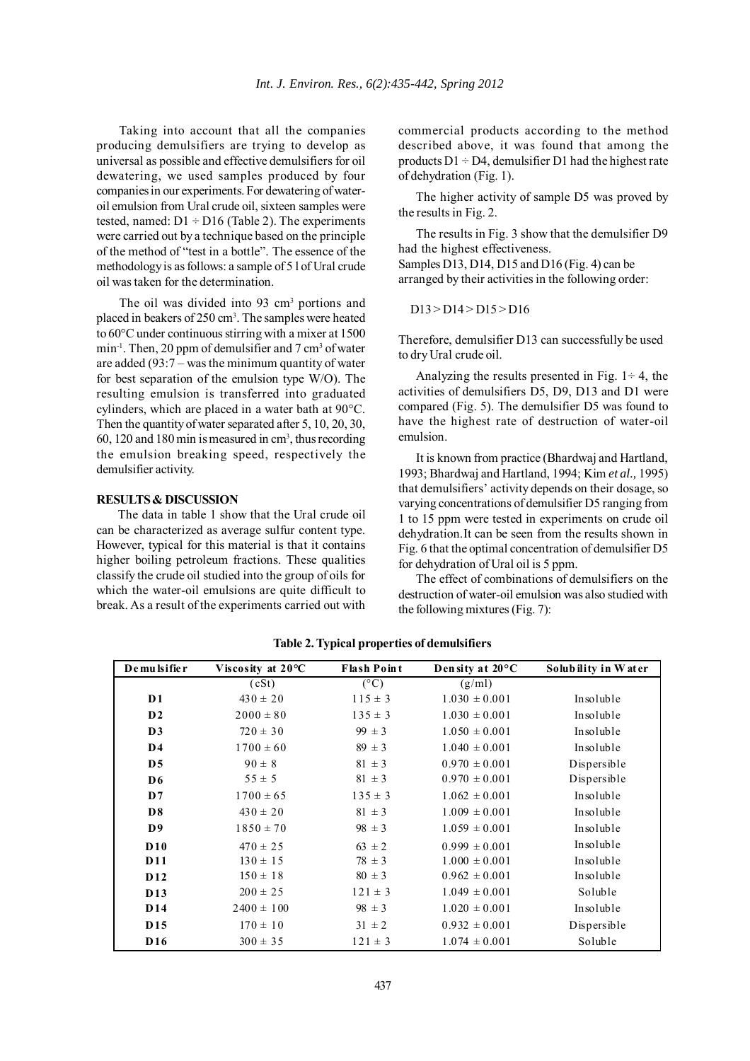Taking into account that all the companies producing demulsifiers are trying to develop as universal as possible and effective demulsifiers for oil dewatering, we used samples produced by four companies in our experiments. For dewatering of water-oil emulsion from Ural crude oil, sixteen samples were tested, named: D1 ÷ D16 (Table 2). The experiments were carried out by a technique based on the principle of the method of "test in a bottle". The essence of the methodology is as follows: a sample of 5 l of Ural crude oil was taken for the determination.

The oil was divided into 93 $cm^3$ portions and placed in beakers of 250 $cm^3$. The samples were heated to 60°C under continuous stirring with a mixer at 1500 $min^{-1}$. Then, 20 ppm of demulsifier and 7 $cm^3$ of water are added (93:7 – was the minimum quantity of water for best separation of the emulsion type W/O). The resulting emulsion is transferred into graduated cylinders, which are placed in a water bath at 90°C. Then the quantity of water separated after 5, 10, 20, 30, 60, 120 and 180 min is measured in $cm^3$, thus recording the emulsion breaking speed, respectively the demulsifier activity.

## RESULTS & DISCUSSION

The data in table 1 show that the Ural crude oil can be characterized as average sulfur content type. However, typical for this material is that it contains higher boiling petroleum fractions. These qualities classify the crude oil studied into the group of oils for which the water-oil emulsions are quite difficult to break. As a result of the experiments carried out with commercial products according to the method described above, it was found that among the products D1 ÷ D4, demulsifier D1 had the highest rate of dehydration (Fig. 1).

The higher activity of sample D5 was proved by the results in Fig. 2.

The results in Fig. 3 show that the demulsifier D9 had the highest effectiveness.

Samples D13, D14, D15 and D16 (Fig. 4) can be arranged by their activities in the following order:

D13 > D14 > D15 > D16

Therefore, demulsifier D13 can successfully be used to dry Ural crude oil.

Analyzing the results presented in Fig. 1÷ 4, the activities of demulsifiers D5, D9, D13 and D1 were compared (Fig. 5). The demulsifier D5 was found to have the highest rate of destruction of water-oil emulsion.

It is known from practice (Bhardwaj and Hartland, 1993; Bhardwaj and Hartland, 1994; Kim *et al.,* 1995) that demulsifiers' activity depends on their dosage, so varying concentrations of demulsifier D5 ranging from 1 to 15 ppm were tested in experiments on crude oil dehydration. It can be seen from the results shown in Fig. 6 that the optimal concentration of demulsifier D5 for dehydration of Ural oil is 5 ppm.

The effect of combinations of demulsifiers on the destruction of water-oil emulsion was also studied with the following mixtures (Fig. 7):

**Table 2. Typical properties of demulsifiers**

| Demulsifier | Viscosity at 20°C | Flash Point | Density at 20°C | Solubility in Water |
|---|---|---|---|---|
| | (cSt) | (°C) | (g/ml) | |
| **D1** | 430 ± 20 | 115 ± 3 | 1.030 ± 0.001 | Insoluble |
| **D2** | 2000 ± 80 | 135 ± 3 | 1.030 ± 0.001 | Insoluble |
| **D3** | 720 ± 30 | 99 ± 3 | 1.050 ± 0.001 | Insoluble |
| **D4** | 1700 ± 60 | 89 ± 3 | 1.040 ± 0.001 | Insoluble |
| **D5** | 90 ± 8 | 81 ± 3 | 0.970 ± 0.001 | Dispersible |
| **D6** | 55 ± 5 | 81 ± 3 | 0.970 ± 0.001 | Dispersible |
| **D7** | 1700 ± 65 | 135 ± 3 | 1.062 ± 0.001 | Insoluble |
| **D8** | 430 ± 20 | 81 ± 3 | 1.009 ± 0.001 | Insoluble |
| **D9** | 1850 ± 70 | 98 ± 3 | 1.059 ± 0.001 | Insoluble |
| **D10** | 470 ± 25 | 63 ± 2 | 0.999 ± 0.001 | Insoluble |
| **D11** | 130 ± 15 | 78 ± 3 | 1.000 ± 0.001 | Insoluble |
| **D12** | 150 ± 18 | 80 ± 3 | 0.962 ± 0.001 | Insoluble |
| **D13** | 200 ± 25 | 121 ± 3 | 1.049 ± 0.001 | Soluble |
| **D14** | 2400 ± 100 | 98 ± 3 | 1.020 ± 0.001 | Insoluble |
| **D15** | 170 ± 10 | 31 ± 2 | 0.932 ± 0.001 | Dispersible |
| **D16** | 300 ± 35 | 121 ± 3 | 1.074 ± 0.001 | Soluble |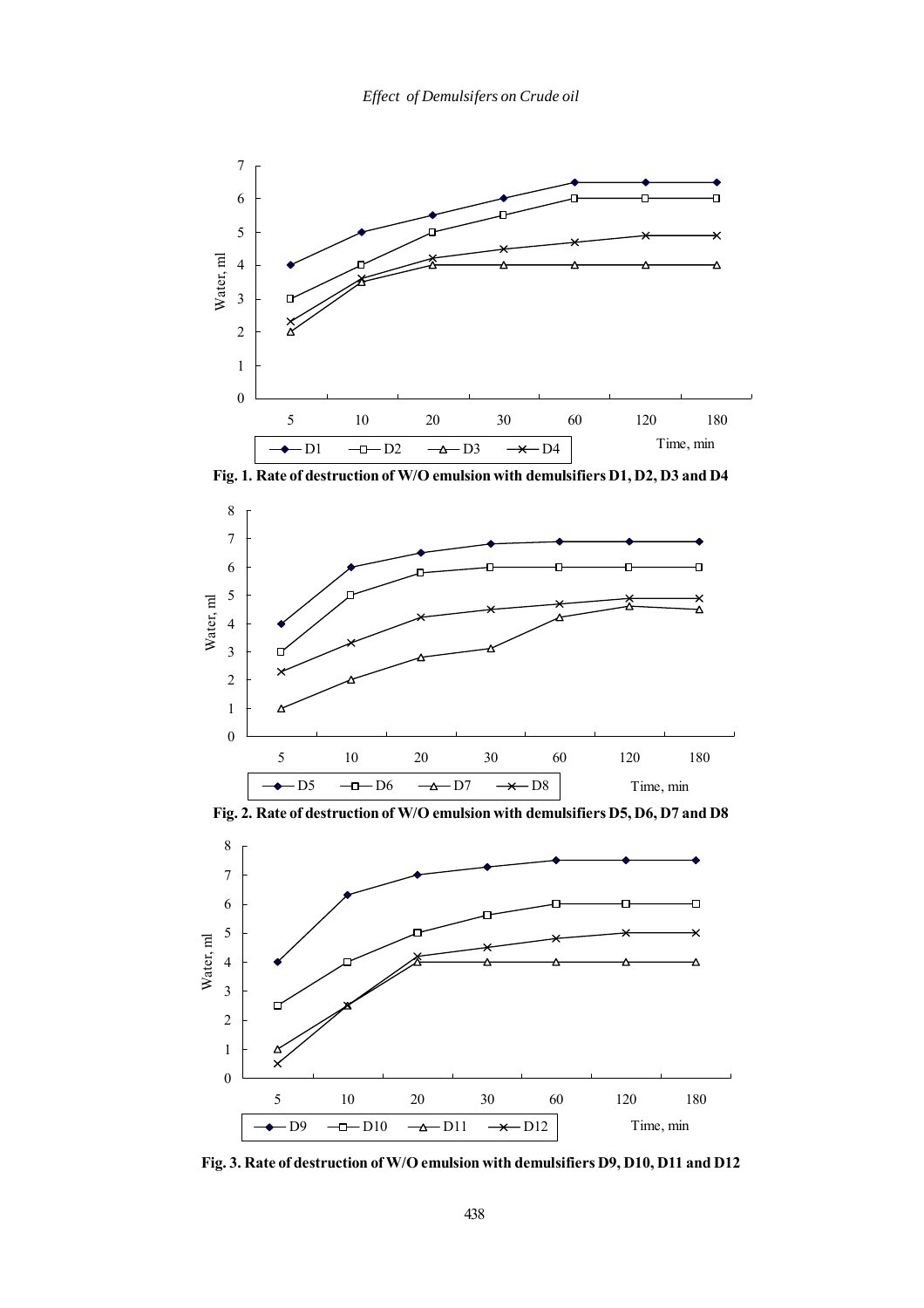Fig. 1. Rate of destruction of W/O emulsion with demulsifiers D1, D2, D3 and D4

Fig. 2. Rate of destruction of W/O emulsion with demulsifiers D5, D6, D7 and D8

Fig. 3. Rate of destruction of W/O emulsion with demulsifiers D9, D10, D11 and D12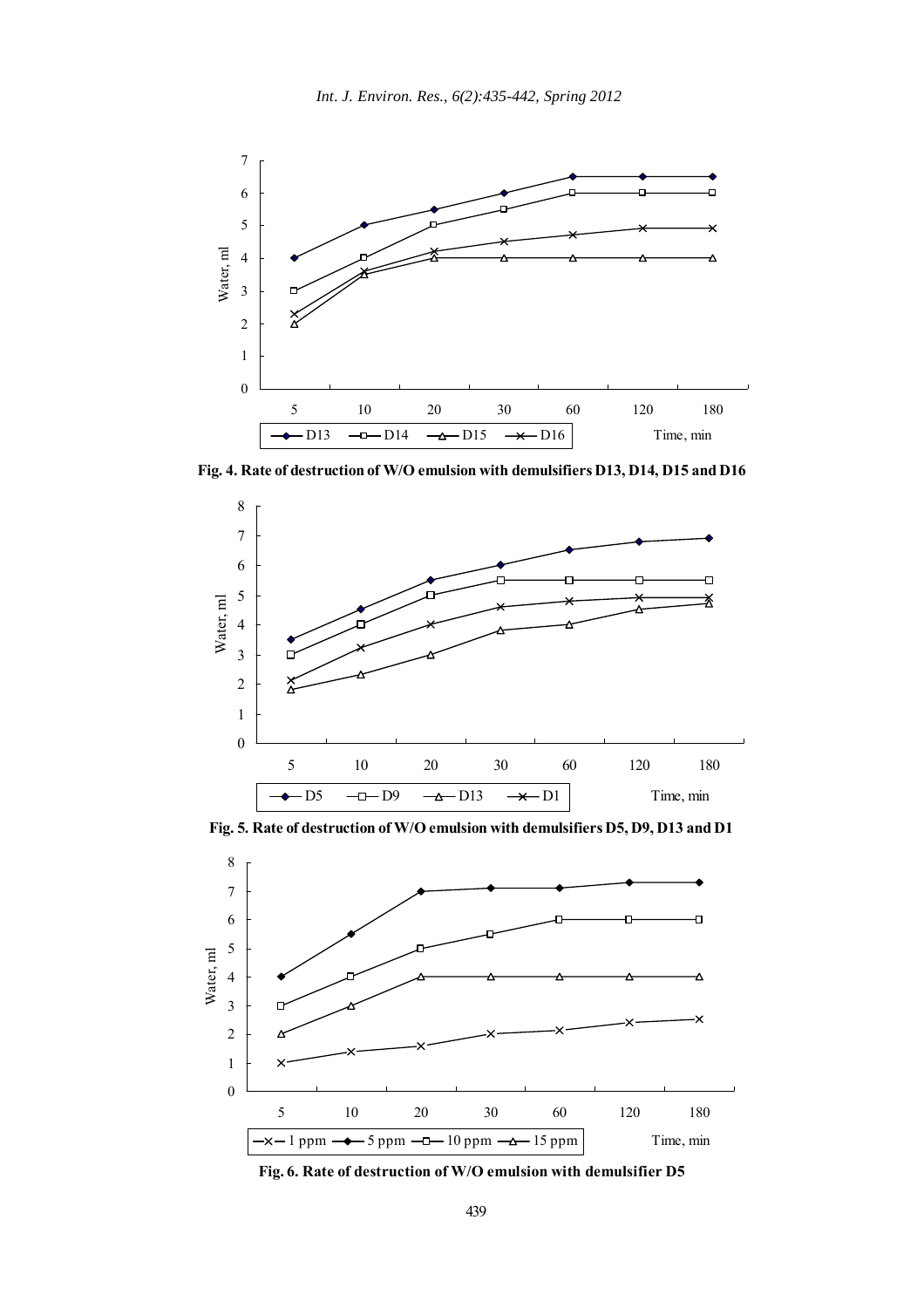Fig. 4. Rate of destruction of W/O emulsion with demulsifiers D13, D14, D15 and D16

Fig. 5. Rate of destruction of W/O emulsion with demulsifiers D5, D9, D13 and D1

Fig. 6. Rate of destruction of W/O emulsion with demulsifier D5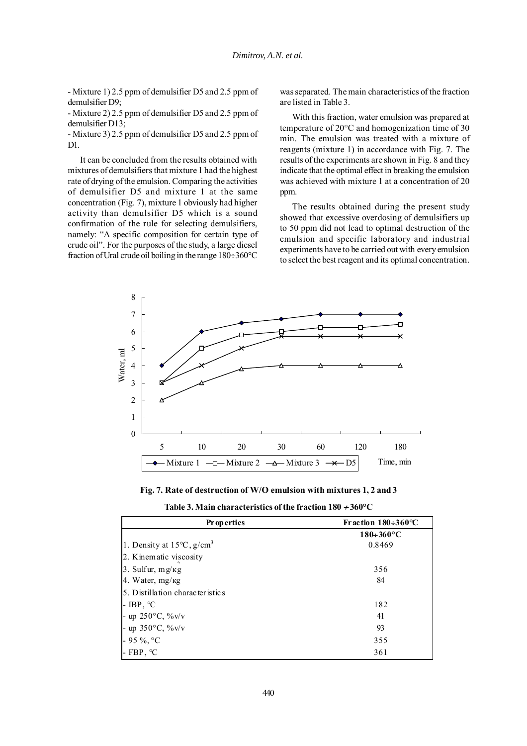- Mixture 1) 2.5 ppm of demulsifier D5 and 2.5 ppm of demulsifier D9;

- Mixture 2) 2.5 ppm of demulsifier D5 and 2.5 ppm of demulsifier D13;

- Mixture 3) 2.5 ppm of demulsifier D5 and 2.5 ppm of D1.

It can be concluded from the results obtained with mixtures of demulsifiers that mixture 1 had the highest rate of drying of the emulsion. Comparing the activities of demulsifier D5 and mixture 1 at the same concentration (Fig. 7), mixture 1 obviously had higher activity than demulsifier D5 which is a sound confirmation of the rule for selecting demulsifiers, namely: "A specific composition for certain type of crude oil". For the purposes of the study, a large diesel fraction of Ural crude oil boiling in the range 180÷360°C was separated. The main characteristics of the fraction are listed in Table 3.

With this fraction, water emulsion was prepared at temperature of 20°C and homogenization time of 30 min. The emulsion was treated with a mixture of reagents (mixture 1) in accordance with Fig. 7. The results of the experiments are shown in Fig. 8 and they indicate that the optimal effect in breaking the emulsion was achieved with mixture 1 at a concentration of 20 ppm.

The results obtained during the present study showed that excessive overdosing of demulsifiers up to 50 ppm did not lead to optimal destruction of the emulsion and specific laboratory and industrial experiments have to be carried out with every emulsion to select the best reagent and its optimal concentration.

**Fig. 7. Rate of destruction of W/O emulsion with mixtures 1, 2 and 3**

**Table 3. Main characteristics of the fraction 180 ÷360°C**

| Properties | Fraction 180÷360°C |
|---|---|
| | 180÷360°C |
| 1. Density at 15°C, g/cm$^3$ | 0.8469 |
| 2. Kinematic viscosity | |
| 3. Sulfur, mg/кg | 356 |
| 4. Water, mg/кg | 84 |
| 5. Distillation characteristics | |
| - IBP, °C | 182 |
| - up 250°C, %v/v | 41 |
| - up 350°C, %v/v | 93 |
| - 95 %, °C | 355 |
| - FBP, °C | 361 |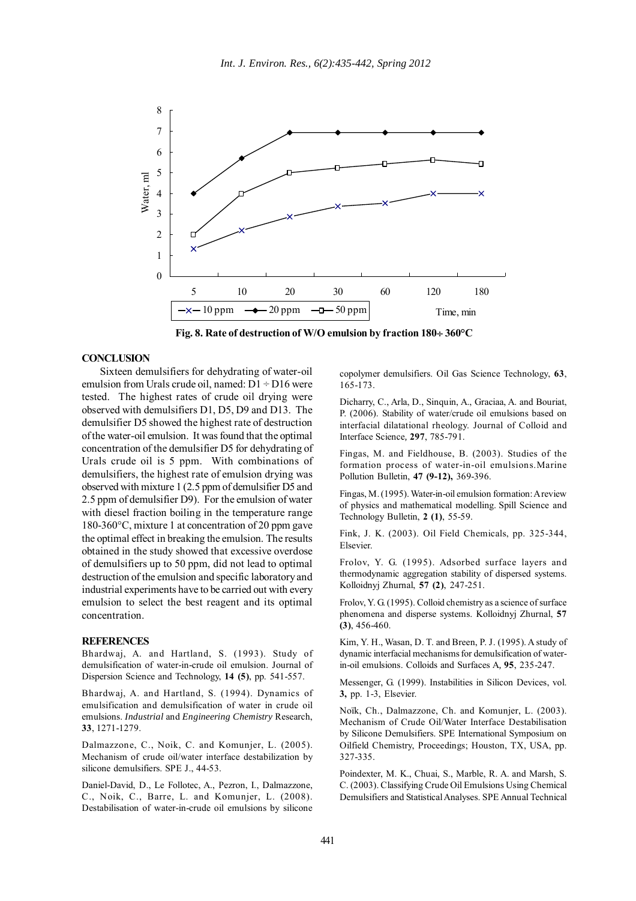Fig. 8. Rate of destruction of W/O emulsion by fraction 180÷ 360°C

## CONCLUSION

Sixteen demulsifiers for dehydrating of water-oil emulsion from Urals crude oil, named: D1 ÷ D16 were tested. The highest rates of crude oil drying were observed with demulsifiers D1, D5, D9 and D13. The demulsifier D5 showed the highest rate of destruction of the water-oil emulsion. It was found that the optimal concentration of the demulsifier D5 for dehydrating of Urals crude oil is 5 ppm. With combinations of demulsifiers, the highest rate of emulsion drying was observed with mixture 1 (2.5 ppm of demulsifier D5 and 2.5 ppm of demulsifier D9). For the emulsion of water with diesel fraction boiling in the temperature range 180-360°C, mixture 1 at concentration of 20 ppm gave the optimal effect in breaking the emulsion. The results obtained in the study showed that excessive overdose of demulsifiers up to 50 ppm, did not lead to optimal destruction of the emulsion and specific laboratory and industrial experiments have to be carried out with every emulsion to select the best reagent and its optimal concentration.

## REFERENCES

Bhardwaj, A. and Hartland, S. (1993). Study of demulsification of water-in-crude oil emulsion. Journal of Dispersion Science and Technology, **14 (5)**, pp. 541-557.

Bhardwaj, A. and Hartland, S. (1994). Dynamics of emulsification and demulsification of water in crude oil emulsions. *Industrial* and *Engineering Chemistry* Research, **33**, 1271-1279.

Dalmazzone, C., Noik, C. and Komunjer, L. (2005). Mechanism of crude oil/water interface destabilization by silicone demulsifiers. SPE J., 44-53.

Daniel-David, D., Le Follotec, A., Pezron, I., Dalmazzone, C., Noik, C., Barre, L. and Komunjer, L. (2008). Destabilisation of water-in-crude oil emulsions by silicone copolymer demulsifiers. Oil Gas Science Technology, **63**, 165-173.

Dicharry, C., Arla, D., Sinquin, A., Graciaa, A. and Bouriat, P. (2006). Stability of water/crude oil emulsions based on interfacial dilatational rheology. Journal of Colloid and Interface Science, **297**, 785-791.

Fingas, M. and Fieldhouse, B. (2003). Studies of the formation process of water-in-oil emulsions.Marine Pollution Bulletin, **47 (9-12),** 369-396.

Fingas, M. (1995). Water-in-oil emulsion formation: A review of physics and mathematical modelling. Spill Science and Technology Bulletin, **2 (1)**, 55-59.

Fink, J. K. (2003). Oil Field Chemicals, pp. 325-344, Elsevier.

Frolov, Y. G. (1995). Adsorbed surface layers and thermodynamic aggregation stability of dispersed systems. Kolloidnyj Zhurnal, **57 (2)**, 247-251.

Frolov, Y. G. (1995). Colloid chemistry as a science of surface phenomena and disperse systems. Kolloidnyj Zhurnal, **57 (3)**, 456-460.

Kim, Y. H., Wasan, D. T. and Breen, P. J. (1995). A study of dynamic interfacial mechanisms for demulsification of water-in-oil emulsions. Colloids and Surfaces A, **95**, 235-247.

Messenger, G. (1999). Instabilities in Silicon Devices, vol. **3,** pp. 1-3, Elsevier.

Noïk, Ch., Dalmazzone, Ch. and Komunjer, L. (2003). Mechanism of Crude Oil/Water Interface Destabilisation by Silicone Demulsifiers. SPE International Symposium on Oilfield Chemistry, Proceedings; Houston, TX, USA, pp. 327-335.

Poindexter, M. K., Chuai, S., Marble, R. A. and Marsh, S. C. (2003). Classifying Crude Oil Emulsions Using Chemical Demulsifiers and Statistical Analyses. SPE Annual Technical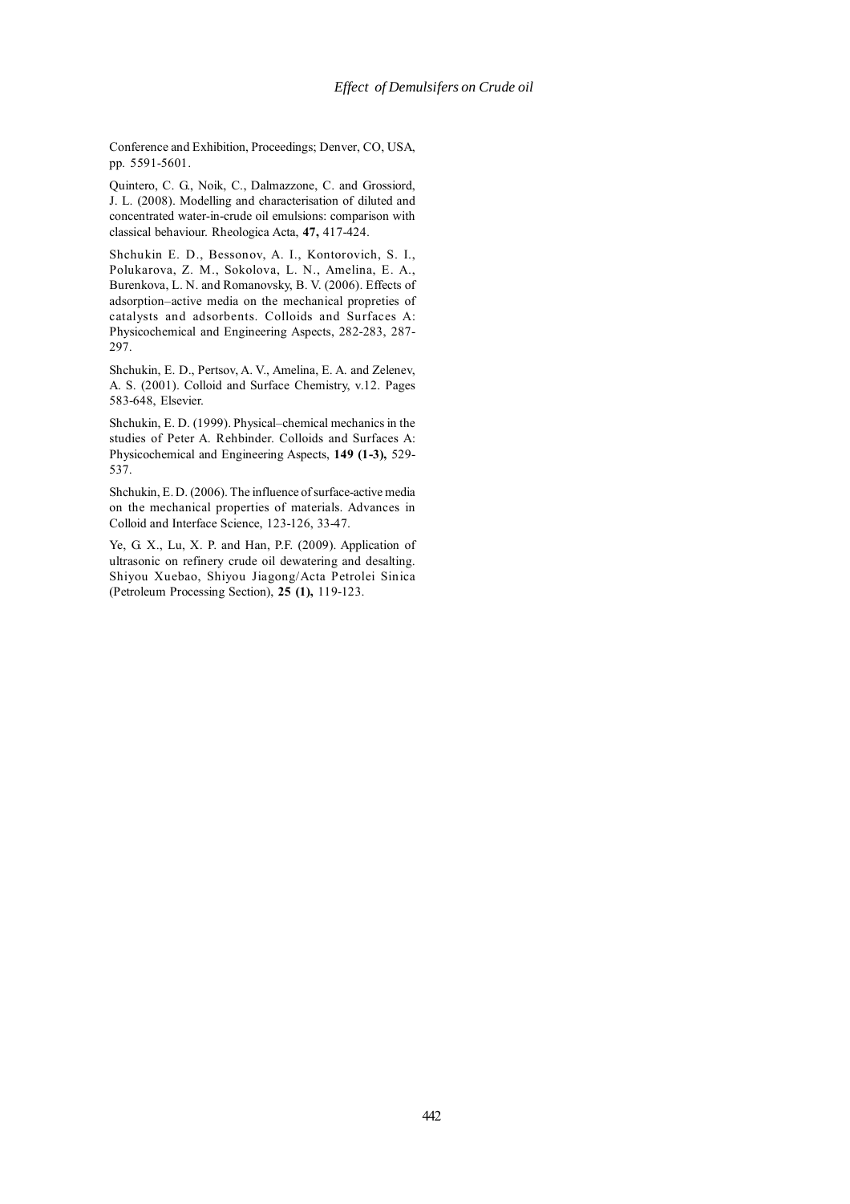Conference and Exhibition, Proceedings; Denver, CO, USA, pp. 5591-5601.

Quintero, C. G., Noik, C., Dalmazzone, C. and Grossiord, J. L. (2008). Modelling and characterisation of diluted and concentrated water-in-crude oil emulsions: comparison with classical behaviour. Rheologica Acta, **47,** 417-424.

Shchukin E. D., Bessonov, A. I., Kontorovich, S. I., Polukarova, Z. M., Sokolova, L. N., Amelina, E. A., Burenkova, L. N. and Romanovsky, B. V. (2006). Effects of adsorption–active media on the mechanical propreties of catalysts and adsorbents. Colloids and Surfaces A: Physicochemical and Engineering Aspects, 282-283, 287-297.

Shchukin, E. D., Pertsov, A. V., Amelina, E. A. and Zelenev, A. S. (2001). Colloid and Surface Chemistry, v.12. Pages 583-648, Elsevier.

Shchukin, E. D. (1999). Physical–chemical mechanics in the studies of Peter A. Rehbinder. Colloids and Surfaces A: Physicochemical and Engineering Aspects, **149 (1-3),** 529-537.

Shchukin, E. D. (2006). The influence of surface-active media on the mechanical properties of materials. Advances in Colloid and Interface Science, 123-126, 33-47.

Ye, G. X., Lu, X. P. and Han, P.F. (2009). Application of ultrasonic on refinery crude oil dewatering and desalting. Shiyou Xuebao, Shiyou Jiagong/Acta Petrolei Sinica (Petroleum Processing Section), **25 (1),** 119-123.